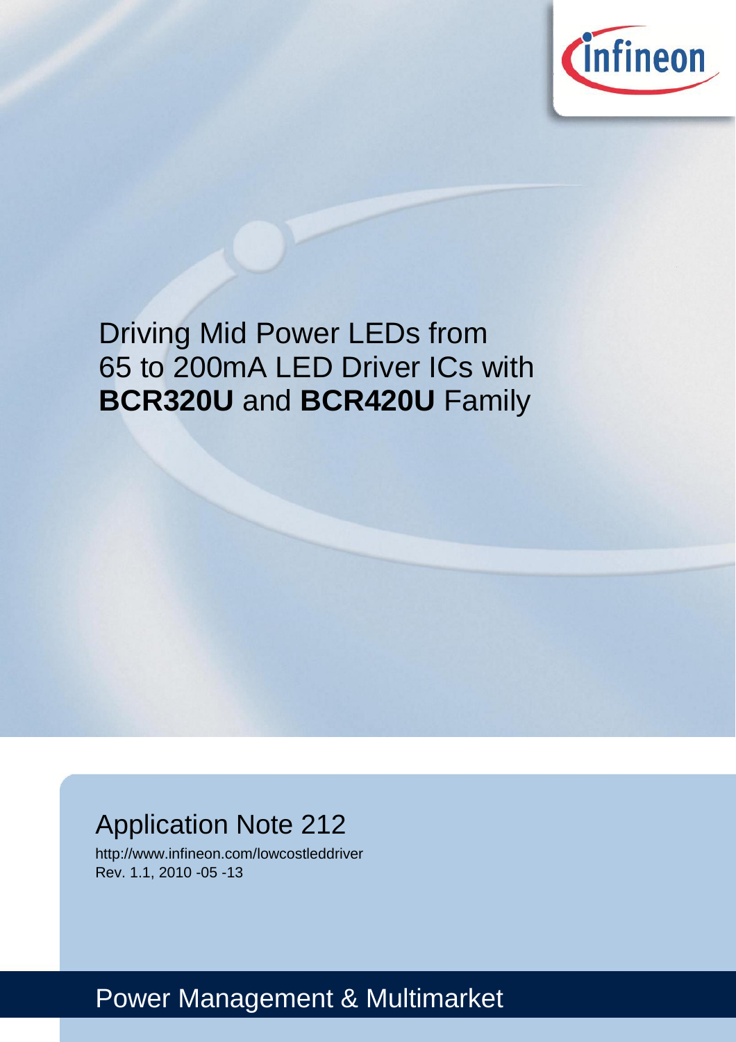# Driving Mid Power LEDs from 65 to 200mA LED Driver ICs with **BCR320U** and **BCR420U** Family

## Application Note 212

http://www.infineon.com/lowcostleddriver

Rev. 1.1, 2010 -05 -13

Power Management & Multimarket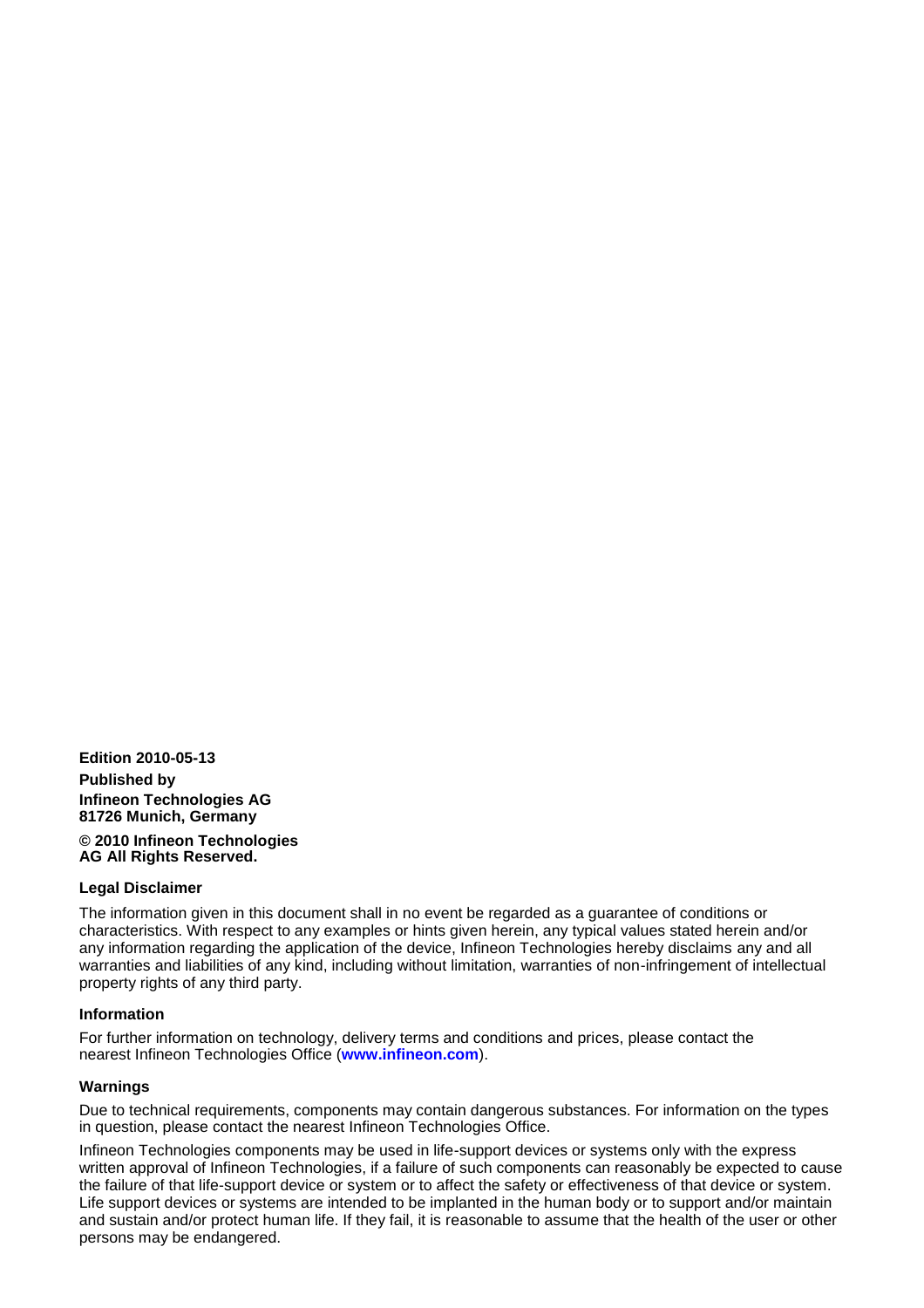**Edition 2010-05-13**

**Published by**
**Infineon Technologies AG**
**81726 Munich, Germany**

**© 2010 Infineon Technologies**
**AG All Rights Reserved.**

#### Legal Disclaimer

The information given in this document shall in no event be regarded as a guarantee of conditions or characteristics. With respect to any examples or hints given herein, any typical values stated herein and/or any information regarding the application of the device, Infineon Technologies hereby disclaims any and all warranties and liabilities of any kind, including without limitation, warranties of non-infringement of intellectual property rights of any third party.

#### Information

For further information on technology, delivery terms and conditions and prices, please contact the nearest Infineon Technologies Office (**www.infineon.com**).

#### Warnings

Due to technical requirements, components may contain dangerous substances. For information on the types in question, please contact the nearest Infineon Technologies Office.

Infineon Technologies components may be used in life-support devices or systems only with the express written approval of Infineon Technologies, if a failure of such components can reasonably be expected to cause the failure of that life-support device or system or to affect the safety or effectiveness of that device or system. Life support devices or systems are intended to be implanted in the human body or to support and/or maintain and sustain and/or protect human life. If they fail, it is reasonable to assume that the health of the user or other persons may be endangered.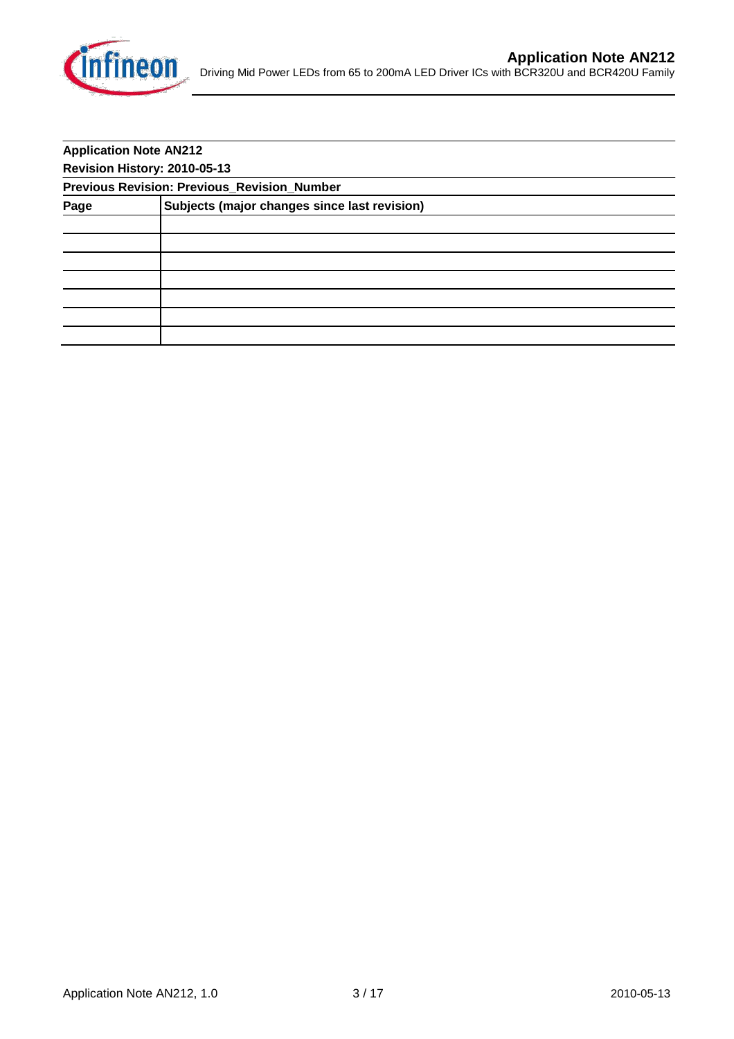**Application Note AN212**

**Revision History: 2010-05-13**

**Previous Revision: Previous_Revision_Number**

| Page | Subjects (major changes since last revision) |
|---|---|
| | |
| | |
| | |
| | |
| | |
| | |
| | |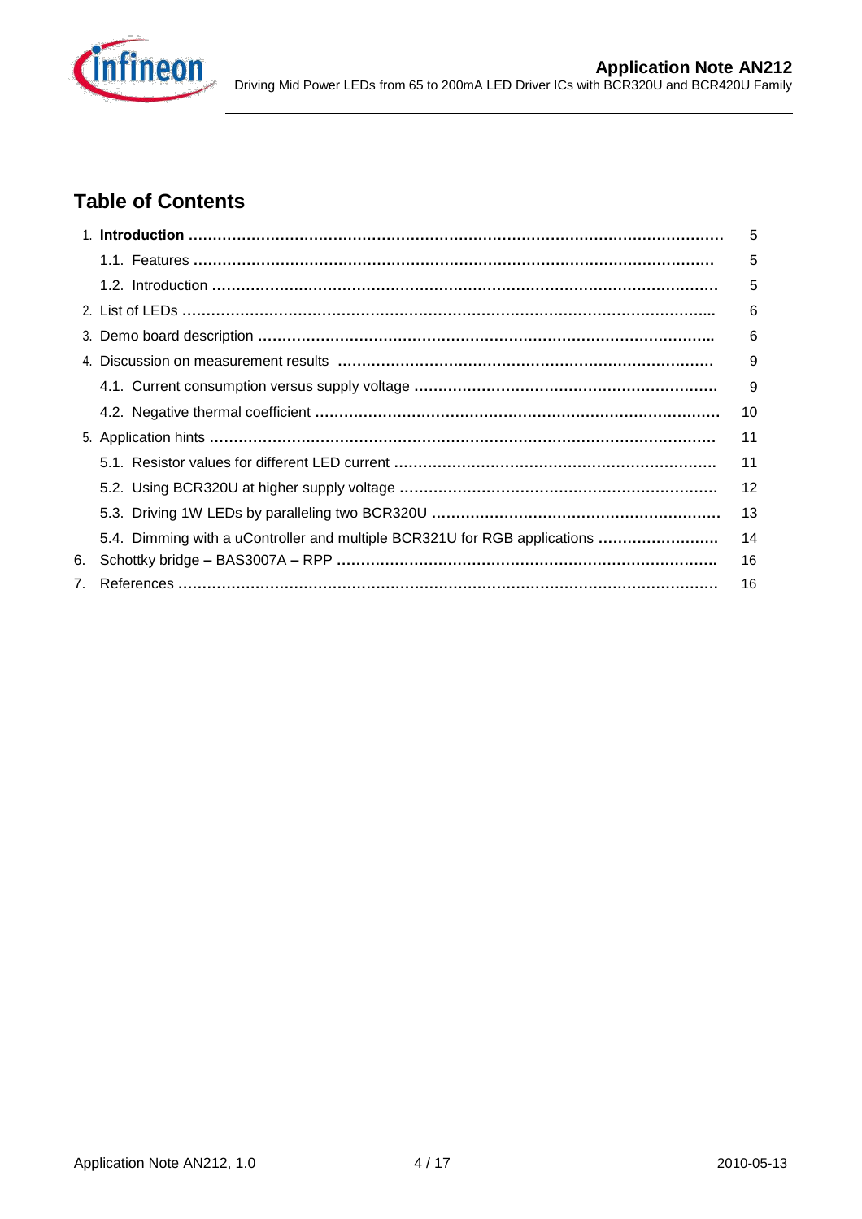## Table of Contents

| | |
|---|---|
| 1. **Introduction** | 5 |
| 1.1. Features | 5 |
| 1.2. Introduction | 5 |
| 2. List of LEDs | 6 |
| 3. Demo board description | 6 |
| 4. Discussion on measurement results | 9 |
| 4.1. Current consumption versus supply voltage | 9 |
| 4.2. Negative thermal coefficient | 10 |
| 5. Application hints | 11 |
| 5.1. Resistor values for different LED current | 11 |
| 5.2. Using BCR320U at higher supply voltage | 12 |
| 5.3. Driving 1W LEDs by paralleling two BCR320U | 13 |
| 5.4. Dimming with a uController and multiple BCR321U for RGB applications | 14 |
| 6. Schottky bridge – BAS3007A – RPP | 16 |
| 7. References | 16 |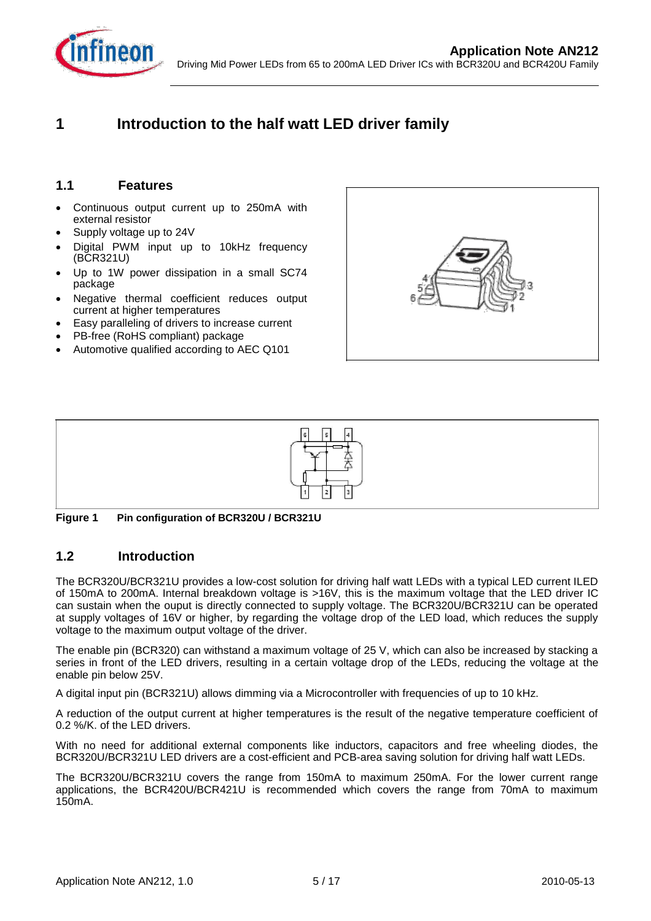# 1 Introduction to the half watt LED driver family

## 1.1 Features

- Continuous output current up to 250mA with external resistor
- Supply voltage up to 24V
- Digital PWM input up to 10kHz frequency (BCR321U)
- Up to 1W power dissipation in a small SC74 package
- Negative thermal coefficient reduces output current at higher temperatures
- Easy paralleling of drivers to increase current
- PB-free (RoHS compliant) package
- Automotive qualified according to AEC Q101

**Figure 1 Pin configuration of BCR320U / BCR321U**

## 1.2 Introduction

The BCR320U/BCR321U provides a low-cost solution for driving half watt LEDs with a typical LED current ILED of 150mA to 200mA. Internal breakdown voltage is >16V, this is the maximum voltage that the LED driver IC can sustain when the ouput is directly connected to supply voltage. The BCR320U/BCR321U can be operated at supply voltages of 16V or higher, by regarding the voltage drop of the LED load, which reduces the supply voltage to the maximum output voltage of the driver.

The enable pin (BCR320) can withstand a maximum voltage of 25 V, which can also be increased by stacking a series in front of the LED drivers, resulting in a certain voltage drop of the LEDs, reducing the voltage at the enable pin below 25V.

A digital input pin (BCR321U) allows dimming via a Microcontroller with frequencies of up to 10 kHz.

A reduction of the output current at higher temperatures is the result of the negative temperature coefficient of 0.2 %/K. of the LED drivers.

With no need for additional external components like inductors, capacitors and free wheeling diodes, the BCR320U/BCR321U LED drivers are a cost-efficient and PCB-area saving solution for driving half watt LEDs.

The BCR320U/BCR321U covers the range from 150mA to maximum 250mA. For the lower current range applications, the BCR420U/BCR421U is recommended which covers the range from 70mA to maximum 150mA.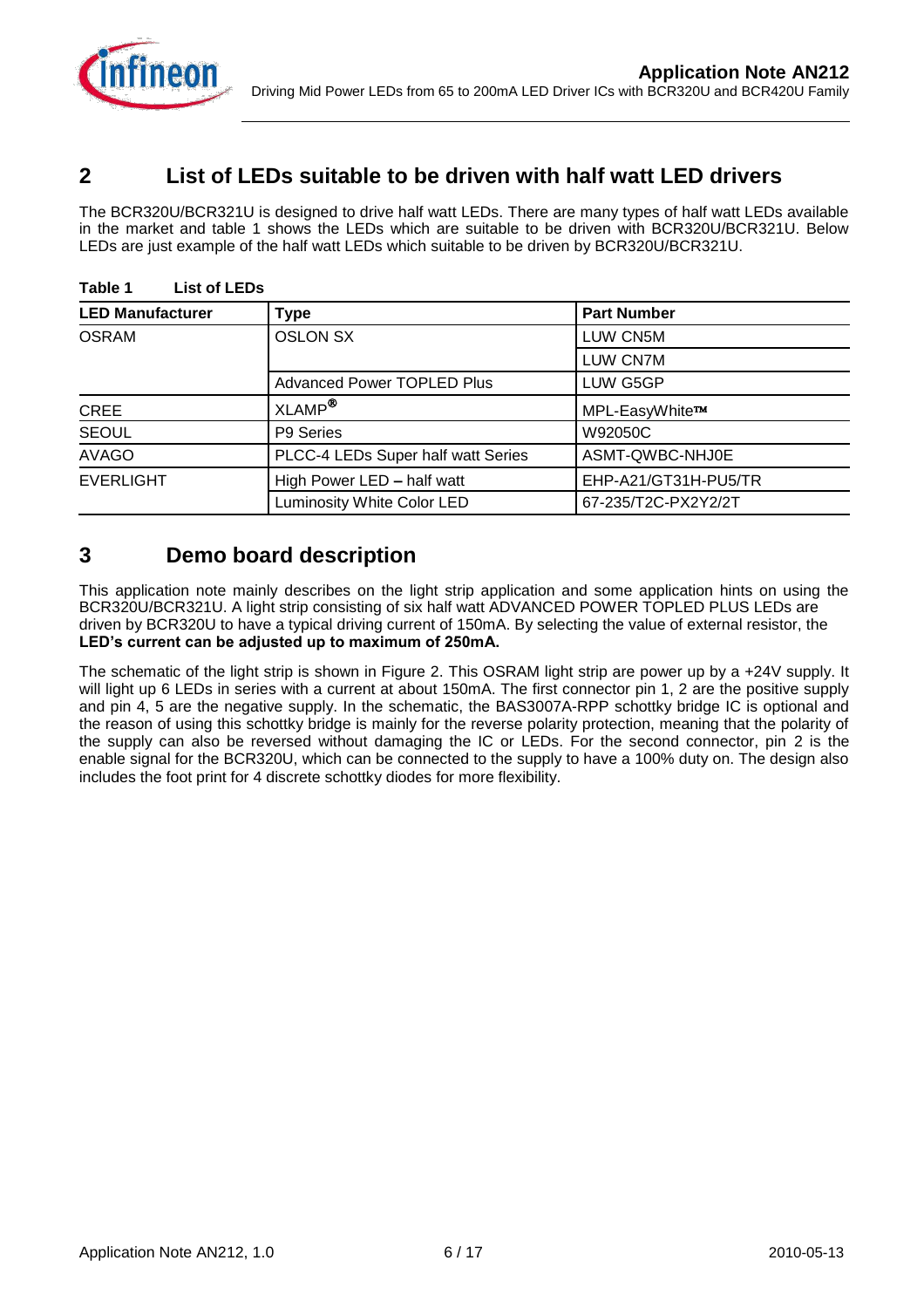## 2 List of LEDs suitable to be driven with half watt LED drivers

The BCR320U/BCR321U is designed to drive half watt LEDs. There are many types of half watt LEDs available in the market and table 1 shows the LEDs which are suitable to be driven with BCR320U/BCR321U. Below LEDs are just example of the half watt LEDs which suitable to be driven by BCR320U/BCR321U.

**Table 1 List of LEDs**

| LED Manufacturer | Type | Part Number |
|---|---|---|
| OSRAM | OSLON SX | LUW CN5M |
| | | LUW CN7M |
| | Advanced Power TOPLED Plus | LUW G5GP |
| CREE | XLAMP® | MPL-EasyWhite™ |
| SEOUL | P9 Series | W92050C |
| AVAGO | PLCC-4 LEDs Super half watt Series | ASMT-QWBC-NHJ0E |
| EVERLIGHT | High Power LED – half watt | EHP-A21/GT31H-PU5/TR |
| | Luminosity White Color LED | 67-235/T2C-PX2Y2/2T |

## 3 Demo board description

This application note mainly describes on the light strip application and some application hints on using the BCR320U/BCR321U. A light strip consisting of six half watt ADVANCED POWER TOPLED PLUS LEDs are driven by BCR320U to have a typical driving current of 150mA. By selecting the value of external resistor, the **LED's current can be adjusted up to maximum of 250mA.**

The schematic of the light strip is shown in Figure 2. This OSRAM light strip are power up by a +24V supply. It will light up 6 LEDs in series with a current at about 150mA. The first connector pin 1, 2 are the positive supply and pin 4, 5 are the negative supply. In the schematic, the BAS3007A-RPP schottky bridge IC is optional and the reason of using this schottky bridge is mainly for the reverse polarity protection, meaning that the polarity of the supply can also be reversed without damaging the IC or LEDs. For the second connector, pin 2 is the enable signal for the BCR320U, which can be connected to the supply to have a 100% duty on. The design also includes the foot print for 4 discrete schottky diodes for more flexibility.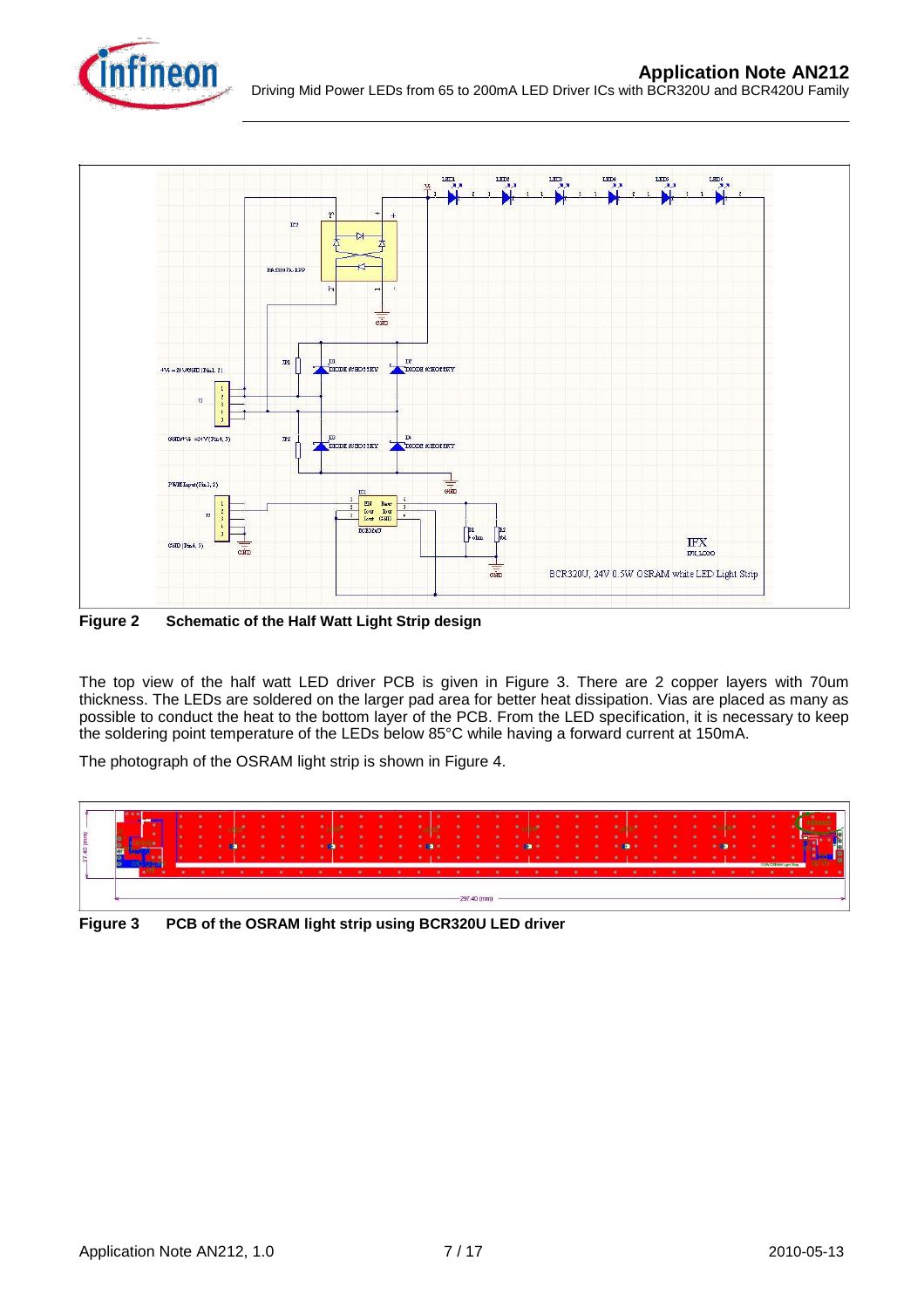**Figure 2 Schematic of the Half Watt Light Strip design**

The top view of the half watt LED driver PCB is given in Figure 3. There are 2 copper layers with 70um thickness. The LEDs are soldered on the larger pad area for better heat dissipation. Vias are placed as many as possible to conduct the heat to the bottom layer of the PCB. From the LED specification, it is necessary to keep the soldering point temperature of the LEDs below 85°C while having a forward current at 150mA.

The photograph of the OSRAM light strip is shown in Figure 4.

**Figure 3 PCB of the OSRAM light strip using BCR320U LED driver**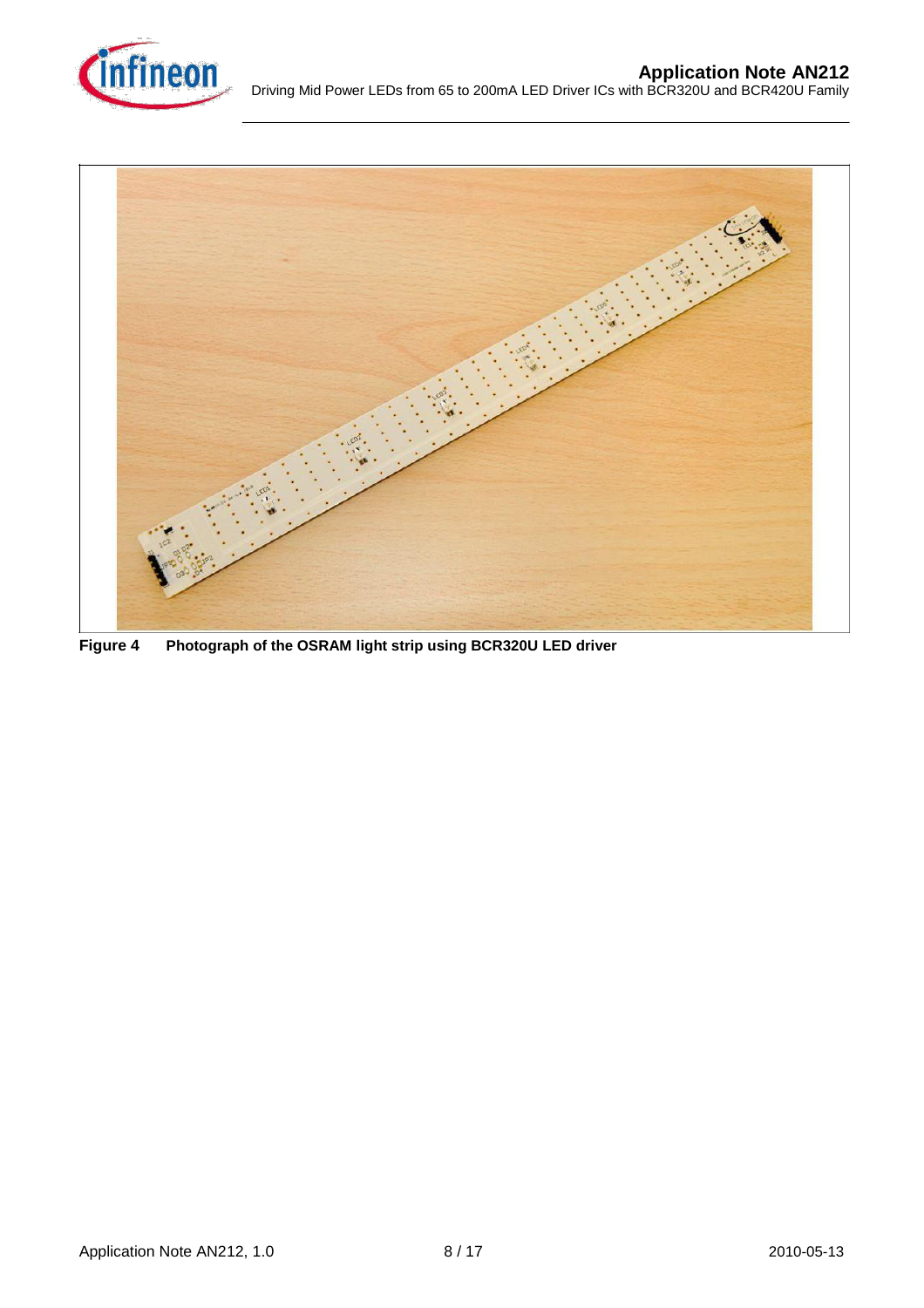**Figure 4 Photograph of the OSRAM light strip using BCR320U LED driver**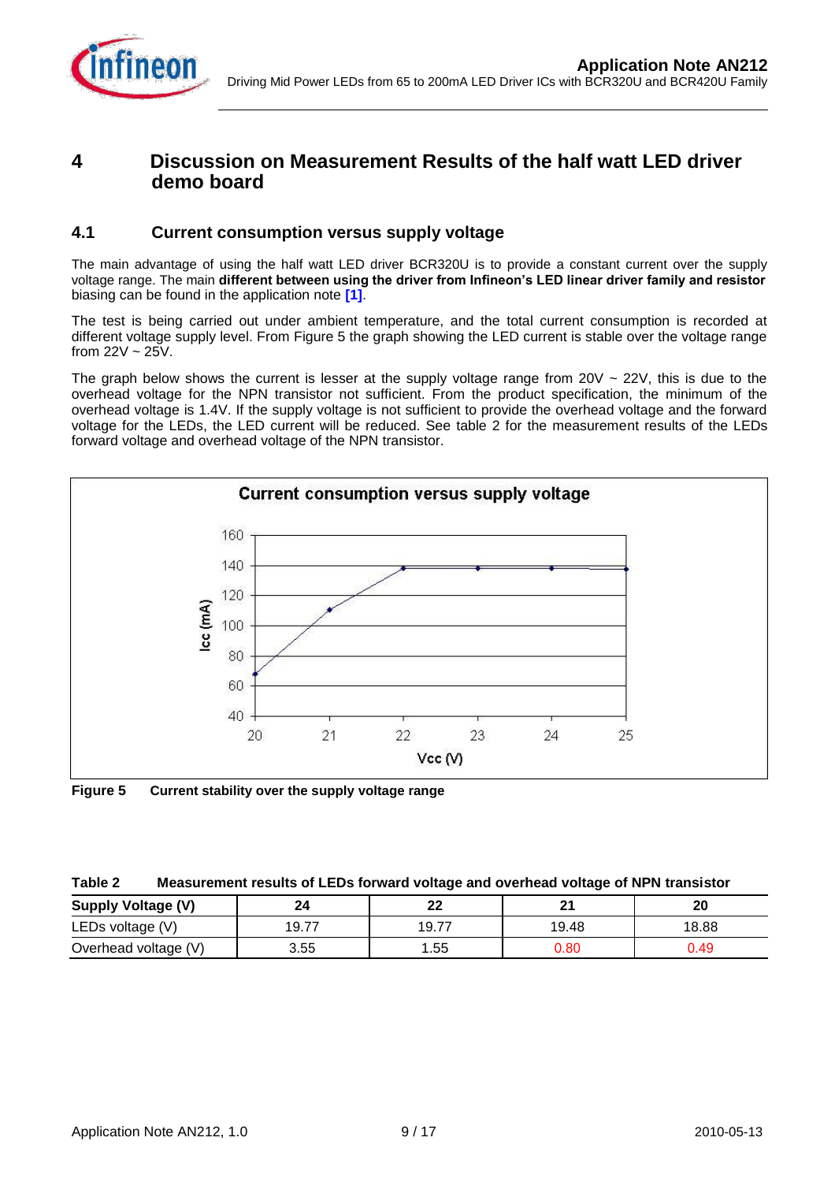# 4 Discussion on Measurement Results of the half watt LED driver demo board

## 4.1 Current consumption versus supply voltage

The main advantage of using the half watt LED driver BCR320U is to provide a constant current over the supply voltage range. The main **different between using the driver from Infineon's LED linear driver family and resistor** biasing can be found in the application note **[1]**.

The test is being carried out under ambient temperature, and the total current consumption is recorded at different voltage supply level. From Figure 5 the graph showing the LED current is stable over the voltage range from 22V ~ 25V.

The graph below shows the current is lesser at the supply voltage range from 20V ~ 22V, this is due to the overhead voltage for the NPN transistor not sufficient. From the product specification, the minimum of the overhead voltage is 1.4V. If the supply voltage is not sufficient to provide the overhead voltage and the forward voltage for the LEDs, the LED current will be reduced. See table 2 for the measurement results of the LEDs forward voltage and overhead voltage of the NPN transistor.

**Figure 5** Current stability over the supply voltage range

**Table 2** Measurement results of LEDs forward voltage and overhead voltage of NPN transistor

| Supply Voltage (V) | 24 | 22 | 21 | 20 |
|---|---|---|---|---|
| LEDs voltage (V) | 19.77 | 19.77 | 19.48 | 18.88 |
| Overhead voltage (V) | 3.55 | 1.55 | 0.80 | 0.49 |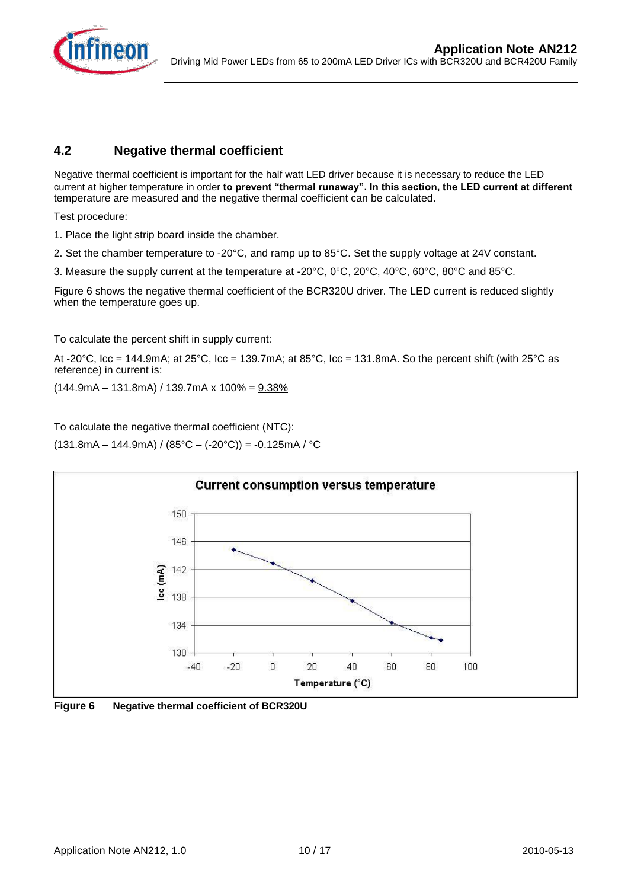## 4.2 Negative thermal coefficient

Negative thermal coefficient is important for the half watt LED driver because it is necessary to reduce the LED current at higher temperature in order **to prevent "thermal runaway". In this section, the LED current at different** temperature are measured and the negative thermal coefficient can be calculated.

Test procedure:

1. Place the light strip board inside the chamber.
2. Set the chamber temperature to -20°C, and ramp up to 85°C. Set the supply voltage at 24V constant.
3. Measure the supply current at the temperature at -20°C, 0°C, 20°C, 40°C, 60°C, 80°C and 85°C.

Figure 6 shows the negative thermal coefficient of the BCR320U driver. The LED current is reduced slightly when the temperature goes up.

To calculate the percent shift in supply current:

At -20°C, Icc = 144.9mA; at 25°C, Icc = 139.7mA; at 85°C, Icc = 131.8mA. So the percent shift (with 25°C as reference) in current is:

(144.9mA – 131.8mA) / 139.7mA x 100% = 9.38%

To calculate the negative thermal coefficient (NTC):

(131.8mA – 144.9mA) / (85°C – (-20°C)) = -0.125mA / °C

**Figure 6 Negative thermal coefficient of BCR320U**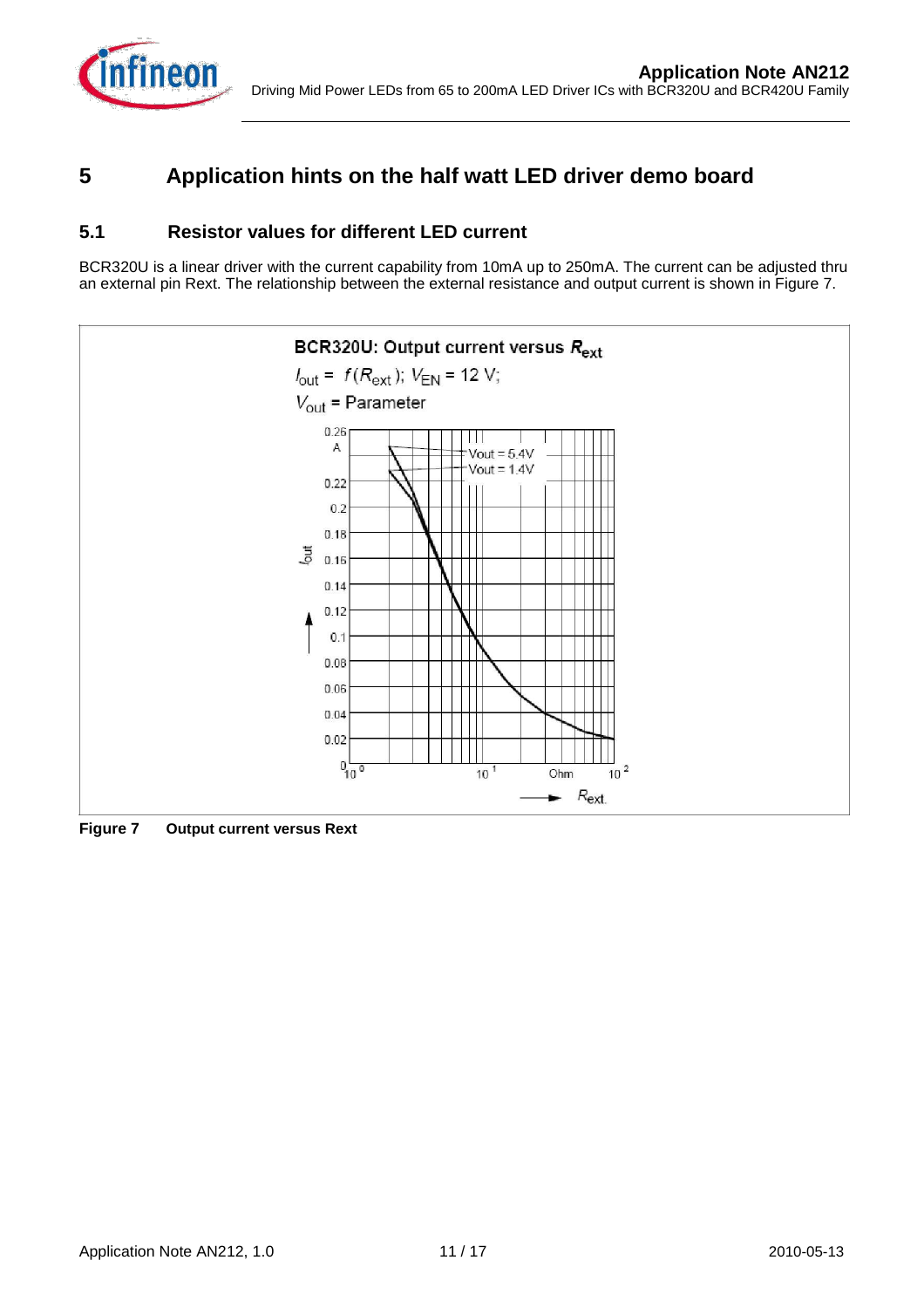# 5 Application hints on the half watt LED driver demo board

## 5.1 Resistor values for different LED current

BCR320U is a linear driver with the current capability from 10mA up to 250mA. The current can be adjusted thru an external pin Rext. The relationship between the external resistance and output current is shown in Figure 7.

**Figure 7 Output current versus Rext**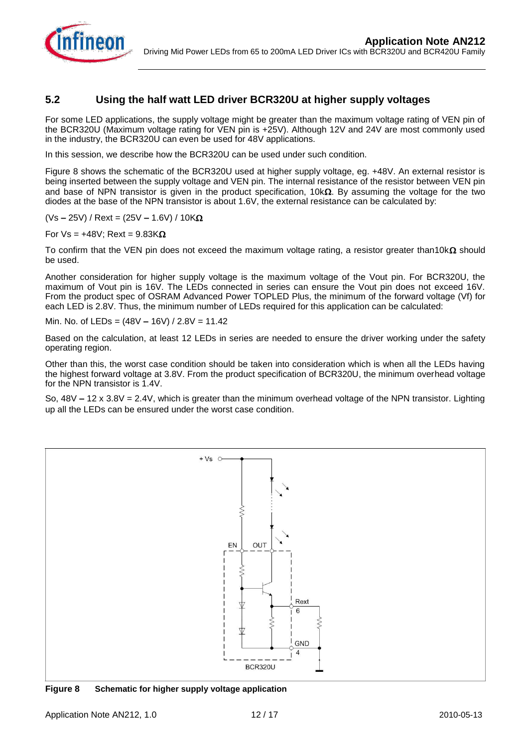## 5.2 Using the half watt LED driver BCR320U at higher supply voltages

For some LED applications, the supply voltage might be greater than the maximum voltage rating of VEN pin of the BCR320U (Maximum voltage rating for VEN pin is +25V). Although 12V and 24V are most commonly used in the industry, the BCR320U can even be used for 48V applications.

In this session, we describe how the BCR320U can be used under such condition.

Figure 8 shows the schematic of the BCR320U used at higher supply voltage, eg. +48V. An external resistor is being inserted between the supply voltage and VEN pin. The internal resistance of the resistor between VEN pin and base of NPN transistor is given in the product specification, 10kΩ. By assuming the voltage for the two diodes at the base of the NPN transistor is about 1.6V, the external resistance can be calculated by:

(Vs – 25V) / Rext = (25V – 1.6V) / 10KΩ

For Vs = +48V; Rext = 9.83KΩ

To confirm that the VEN pin does not exceed the maximum voltage rating, a resistor greater than10kΩ should be used.

Another consideration for higher supply voltage is the maximum voltage of the Vout pin. For BCR320U, the maximum of Vout pin is 16V. The LEDs connected in series can ensure the Vout pin does not exceed 16V. From the product spec of OSRAM Advanced Power TOPLED Plus, the minimum of the forward voltage (Vf) for each LED is 2.8V. Thus, the minimum number of LEDs required for this application can be calculated:

Min. No. of LEDs = (48V – 16V) / 2.8V = 11.42

Based on the calculation, at least 12 LEDs in series are needed to ensure the driver working under the safety operating region.

Other than this, the worst case condition should be taken into consideration which is when all the LEDs having the highest forward voltage at 3.8V. From the product specification of BCR320U, the minimum overhead voltage for the NPN transistor is 1.4V.

So, 48V – 12 x 3.8V = 2.4V, which is greater than the minimum overhead voltage of the NPN transistor. Lighting up all the LEDs can be ensured under the worst case condition.

**Figure 8 Schematic for higher supply voltage application**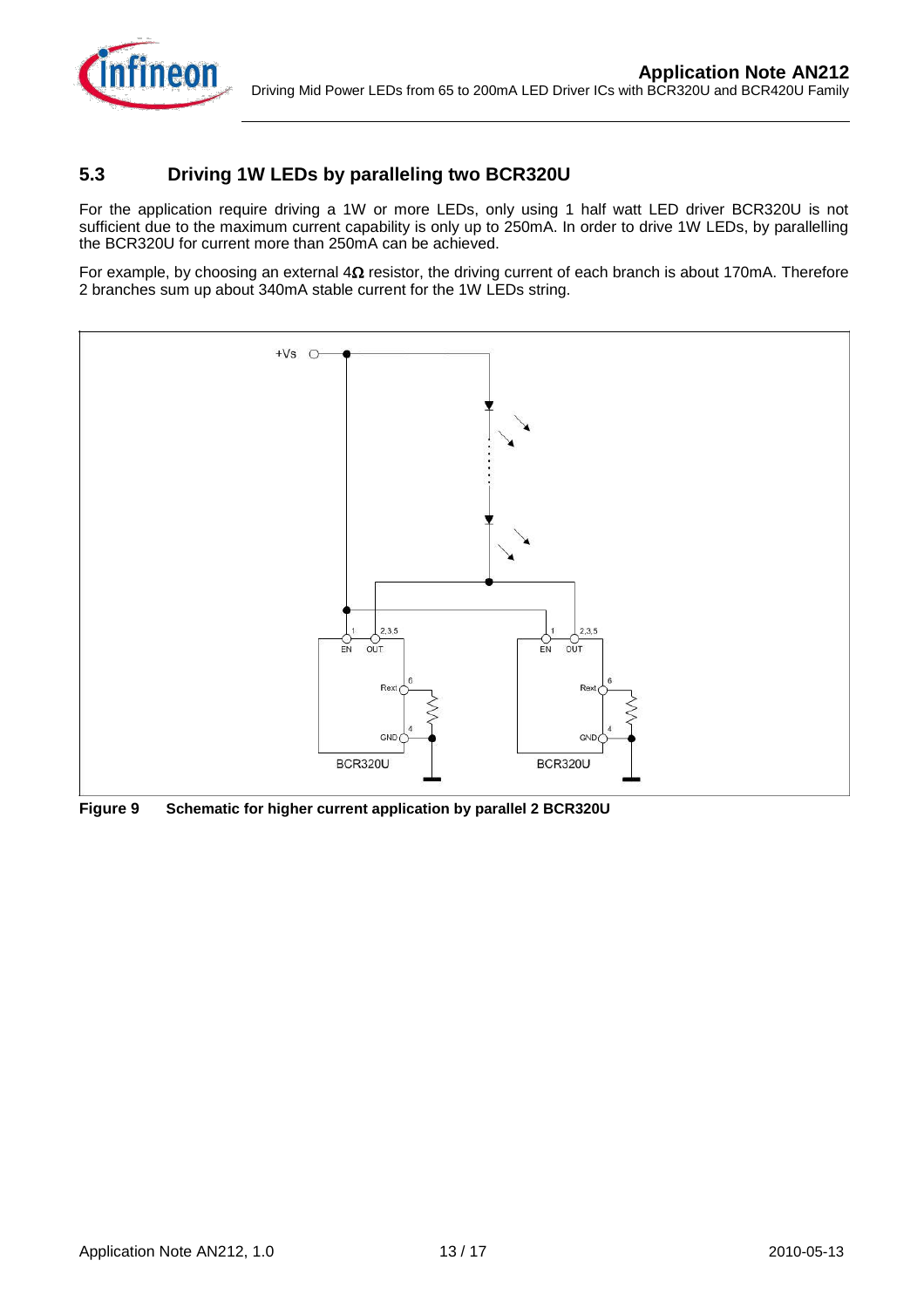## 5.3 Driving 1W LEDs by paralleling two BCR320U

For the application require driving a 1W or more LEDs, only using 1 half watt LED driver BCR320U is not sufficient due to the maximum current capability is only up to 250mA. In order to drive 1W LEDs, by parallelling the BCR320U for current more than 250mA can be achieved.

For example, by choosing an external 4Ω resistor, the driving current of each branch is about 170mA. Therefore 2 branches sum up about 340mA stable current for the 1W LEDs string.

**Figure 9 Schematic for higher current application by parallel 2 BCR320U**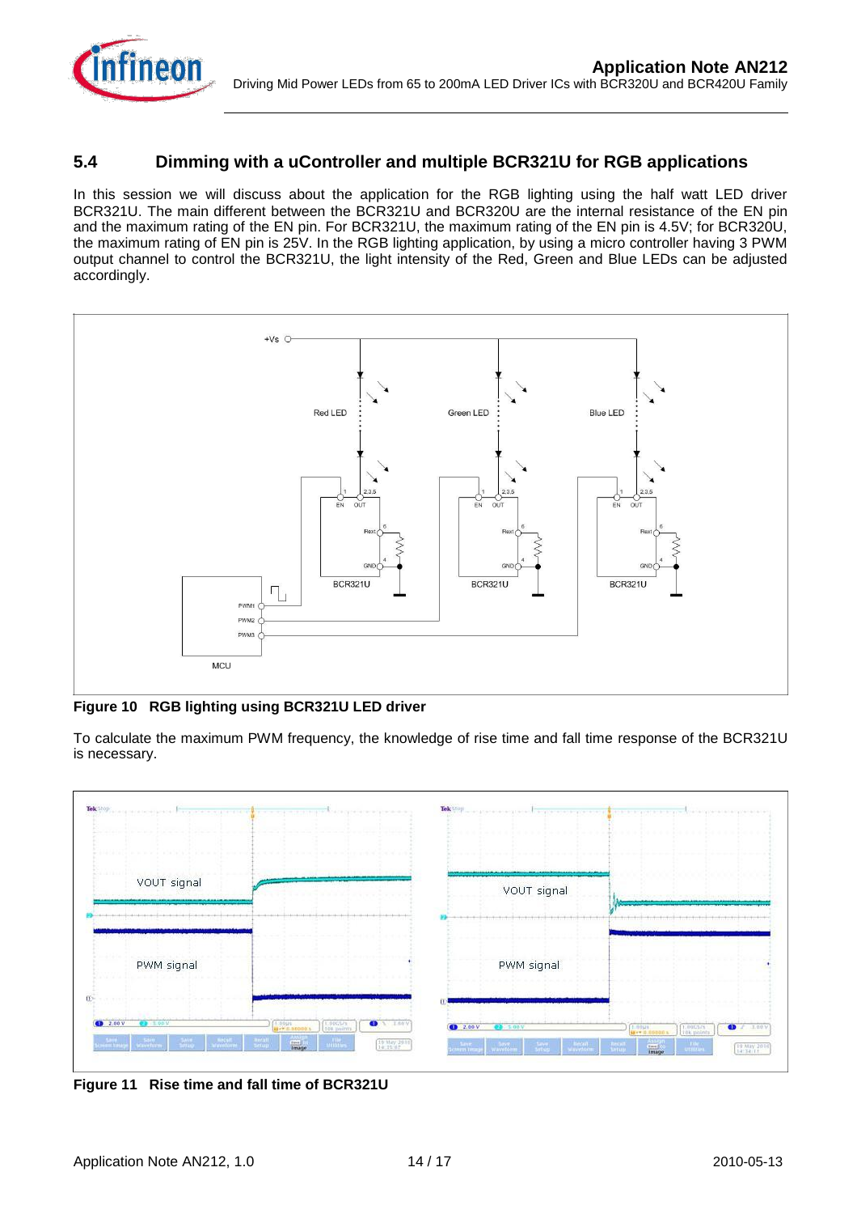## 5.4 Dimming with a uController and multiple BCR321U for RGB applications

In this session we will discuss about the application for the RGB lighting using the half watt LED driver BCR321U. The main different between the BCR321U and BCR320U are the internal resistance of the EN pin and the maximum rating of the EN pin. For BCR321U, the maximum rating of the EN pin is 4.5V; for BCR320U, the maximum rating of EN pin is 25V. In the RGB lighting application, by using a micro controller having 3 PWM output channel to control the BCR321U, the light intensity of the Red, Green and Blue LEDs can be adjusted accordingly.

**Figure 10 RGB lighting using BCR321U LED driver**

To calculate the maximum PWM frequency, the knowledge of rise time and fall time response of the BCR321U is necessary.

**Figure 11 Rise time and fall time of BCR321U**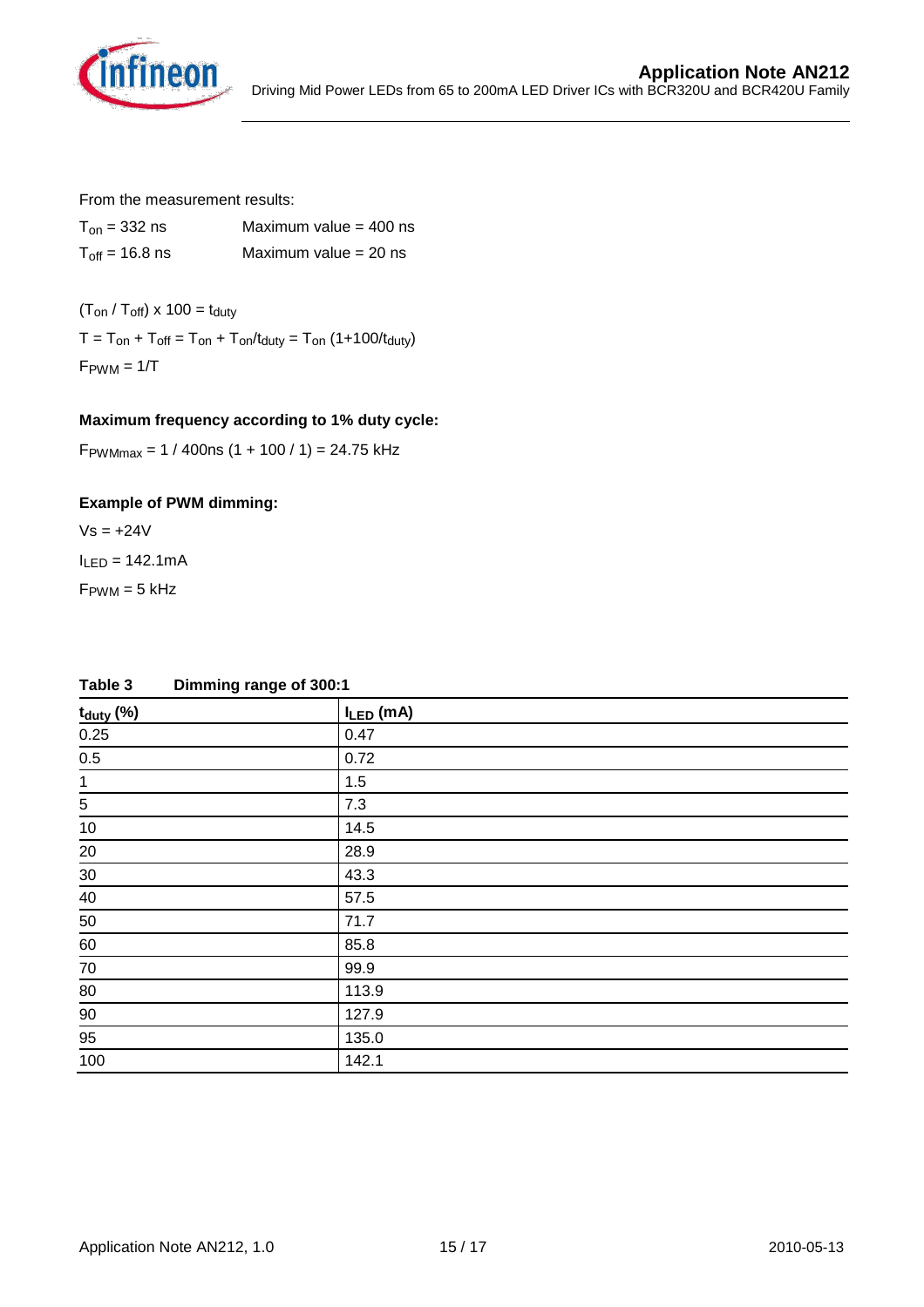From the measurement results:

$T_{on}$ = 332 ns Maximum value = 400 ns

$T_{off}$ = 16.8 ns Maximum value = 20 ns

$(T_{on} / T_{off}) \times 100 = t_{duty}$

$T = T_{on} + T_{off} = T_{on} + T_{on}/t_{duty} = T_{on} (1+100/t_{duty})$

$F_{PWM} = 1/T$

**Maximum frequency according to 1% duty cycle:**

$F_{PWMmax}$ = 1 / 400ns (1 + 100 / 1) = 24.75 kHz

**Example of PWM dimming:**

Vs = +24V

$I_{LED}$ = 142.1mA

$F_{PWM}$ = 5 kHz

**Table 3 Dimming range of 300:1**

| $t_{duty}$ (%) | $I_{LED}$ (mA) |
|---|---|
| 0.25 | 0.47 |
| 0.5 | 0.72 |
| 1 | 1.5 |
| 5 | 7.3 |
| 10 | 14.5 |
| 20 | 28.9 |
| 30 | 43.3 |
| 40 | 57.5 |
| 50 | 71.7 |
| 60 | 85.8 |
| 70 | 99.9 |
| 80 | 113.9 |
| 90 | 127.9 |
| 95 | 135.0 |
| 100 | 142.1 |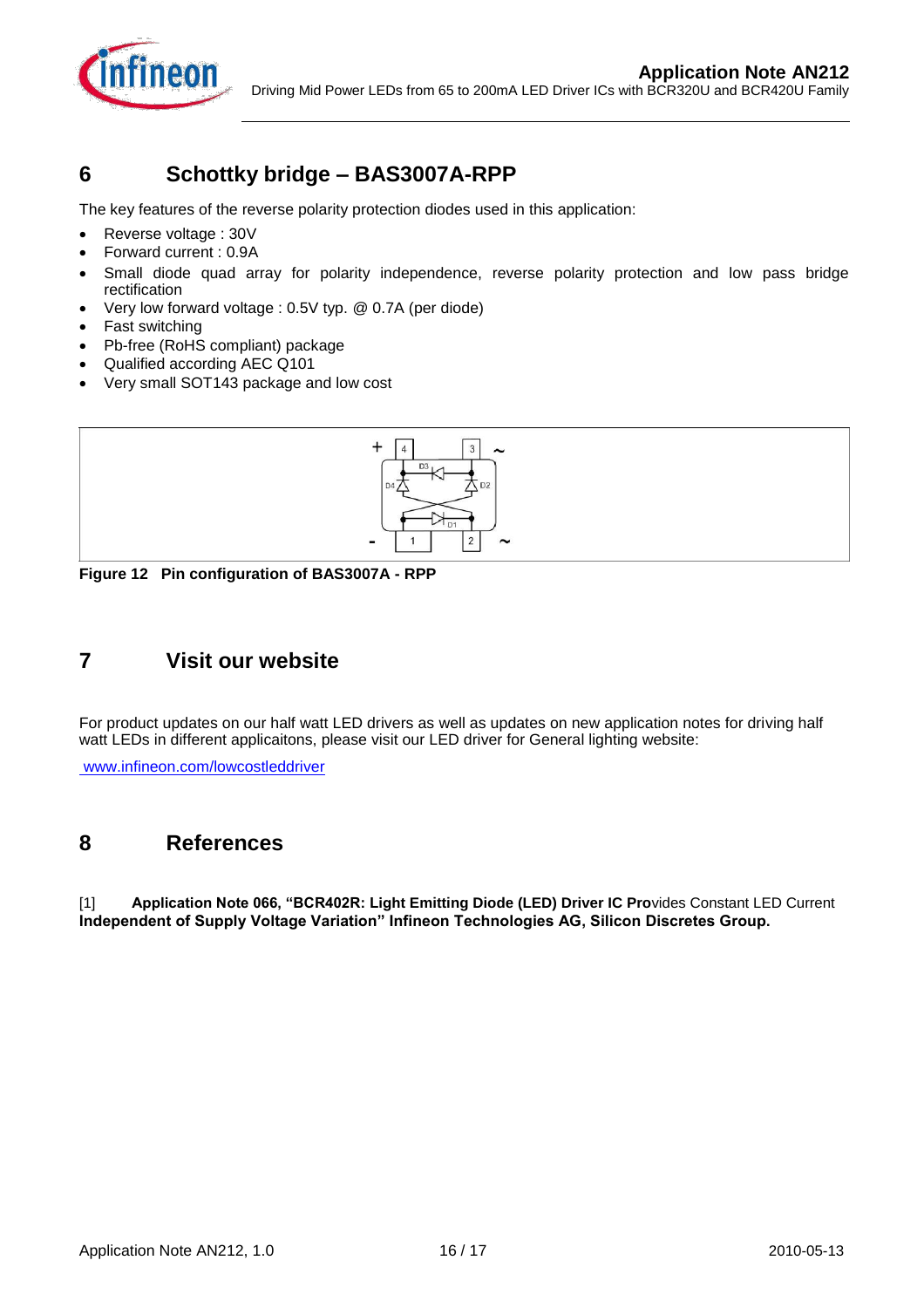## 6 Schottky bridge – BAS3007A-RPP

The key features of the reverse polarity protection diodes used in this application:

- Reverse voltage : 30V
- Forward current : 0.9A
- Small diode quad array for polarity independence, reverse polarity protection and low pass bridge rectification
- Very low forward voltage : 0.5V typ. @ 0.7A (per diode)
- Fast switching
- Pb-free (RoHS compliant) package
- Qualified according AEC Q101
- Very small SOT143 package and low cost

**Figure 12 Pin configuration of BAS3007A - RPP**

## 7 Visit our website

For product updates on our half watt LED drivers as well as updates on new application notes for driving half watt LEDs in different applicaitons, please visit our LED driver for General lighting website:

www.infineon.com/lowcostleddriver

## 8 References

[1] **Application Note 066, "BCR402R: Light Emitting Diode (LED) Driver IC Pro**vides Constant LED Current **Independent of Supply Voltage Variation" Infineon Technologies AG, Silicon Discretes Group.**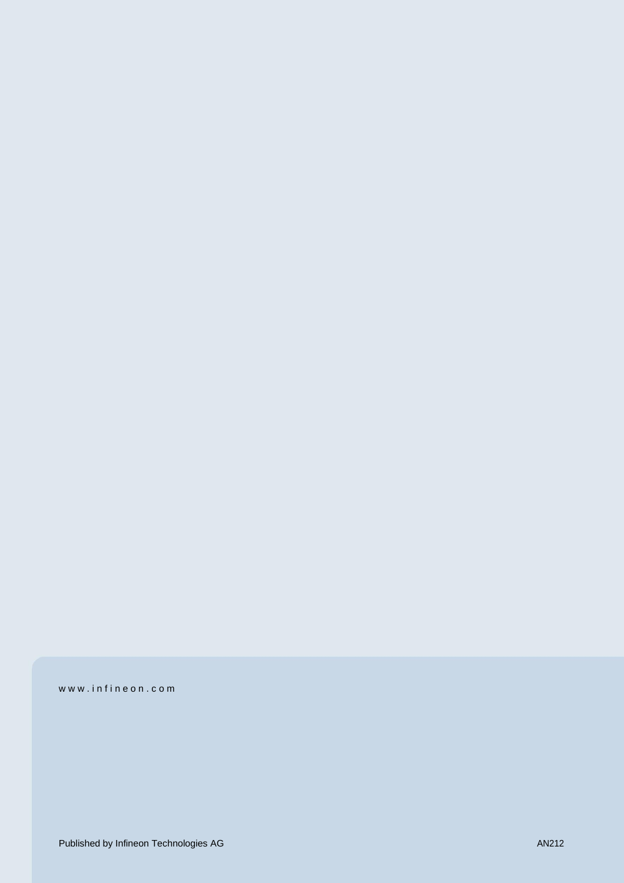w w w . i n f i n e o n . c o m

Published by Infineon Technologies AG

AN212